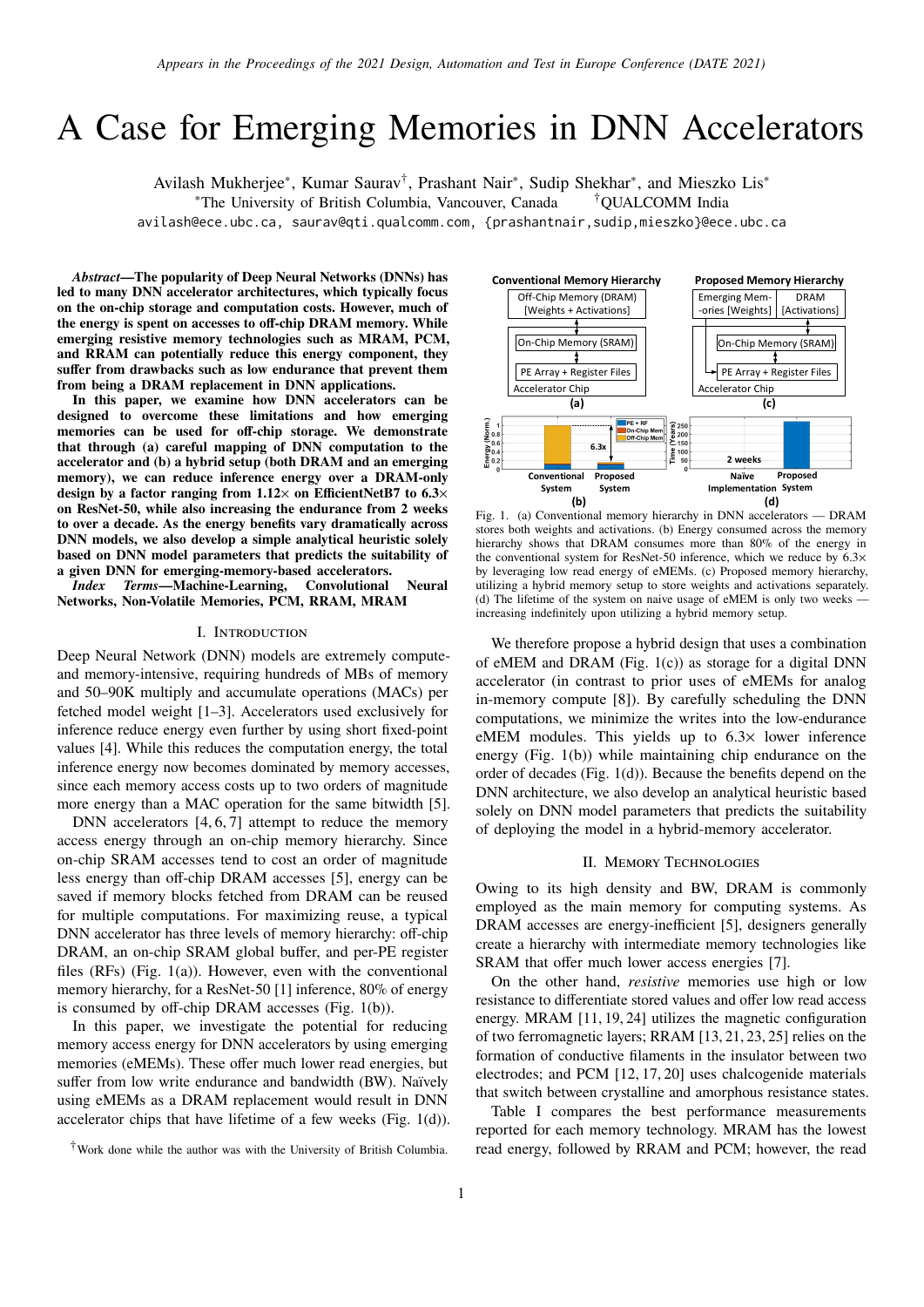# A Case for Emerging Memories in DNN Accelerators

Avilash Mukherjee*, Kumar Saurav†, Prashant Nair*, Sudip Shekhar*, and Mieszko Lis*

*The University of British Columbia, Vancouver, Canada †QUALCOMM India

avilash@ece.ubc.ca, saurav@qti.qualcomm.com, {prashantnair,sudip,mieszko}@ece.ubc.ca

***Abstract*—The popularity of Deep Neural Networks (DNNs) has led to many DNN accelerator architectures, which typically focus on the on-chip storage and computation costs. However, much of the energy is spent on accesses to off-chip DRAM memory. While emerging resistive memory technologies such as MRAM, PCM, and RRAM can potentially reduce this energy component, they suffer from drawbacks such as low endurance that prevent them from being a DRAM replacement in DNN applications.**

**In this paper, we examine how DNN accelerators can be designed to overcome these limitations and how emerging memories can be used for off-chip storage. We demonstrate that through (a) careful mapping of DNN computation to the accelerator and (b) a hybrid setup (both DRAM and an emerging memory), we can reduce inference energy over a DRAM-only design by a factor ranging from 1.12× on EfficientNetB7 to 6.3× on ResNet-50, while also increasing the endurance from 2 weeks to over a decade. As the energy benefits vary dramatically across DNN models, we also develop a simple analytical heuristic solely based on DNN model parameters that predicts the suitability of a given DNN for emerging-memory-based accelerators.**

***Index Terms*—Machine-Learning, Convolutional Neural Networks, Non-Volatile Memories, PCM, RRAM, MRAM**

## I. Introduction

Deep Neural Network (DNN) models are extremely compute- and memory-intensive, requiring hundreds of MBs of memory and 50–90K multiply and accumulate operations (MACs) per fetched model weight [1–3]. Accelerators used exclusively for inference reduce energy even further by using short fixed-point values [4]. While this reduces the computation energy, the total inference energy now becomes dominated by memory accesses, since each memory access costs up to two orders of magnitude more energy than a MAC operation for the same bitwidth [5].

DNN accelerators [4, 6, 7] attempt to reduce the memory access energy through an on-chip memory hierarchy. Since on-chip SRAM accesses tend to cost an order of magnitude less energy than off-chip DRAM accesses [5], energy can be saved if memory blocks fetched from DRAM can be reused for multiple computations. For maximizing reuse, a typical DNN accelerator has three levels of memory hierarchy: off-chip DRAM, an on-chip SRAM global buffer, and per-PE register files (RFs) (Fig. 1(a)). However, even with the conventional memory hierarchy, for a ResNet-50 [1] inference, 80% of energy is consumed by off-chip DRAM accesses (Fig. 1(b)).

In this paper, we investigate the potential for reducing memory access energy for DNN accelerators by using emerging memories (eMEMs). These offer much lower read energies, but suffer from low write endurance and bandwidth (BW). Naïvely using eMEMs as a DRAM replacement would result in DNN accelerator chips that have lifetime of a few weeks (Fig. 1(d)).

Fig. 1. (a) Conventional memory hierarchy in DNN accelerators — DRAM stores both weights and activations. (b) Energy consumed across the memory hierarchy shows that DRAM consumes more than 80% of the energy in the conventional system for ResNet-50 inference, which we reduce by 6.3× by leveraging low read energy of eMEMs. (c) Proposed memory hierarchy, utilizing a hybrid memory setup to store weights and activations separately. (d) The lifetime of the system on naive usage of eMEM is only two weeks — increasing indefinitely upon utilizing a hybrid memory setup.

We therefore propose a hybrid design that uses a combination of eMEM and DRAM (Fig. 1(c)) as storage for a digital DNN accelerator (in contrast to prior uses of eMEMs for analog in-memory compute [8]). By carefully scheduling the DNN computations, we minimize the writes into the low-endurance eMEM modules. This yields up to 6.3× lower inference energy (Fig. 1(b)) while maintaining chip endurance on the order of decades (Fig. 1(d)). Because the benefits depend on the DNN architecture, we also develop an analytical heuristic based solely on DNN model parameters that predicts the suitability of deploying the model in a hybrid-memory accelerator.

## II. Memory Technologies

Owing to its high density and BW, DRAM is commonly employed as the main memory for computing systems. As DRAM accesses are energy-inefficient [5], designers generally create a hierarchy with intermediate memory technologies like SRAM that offer much lower access energies [7].

On the other hand, *resistive* memories use high or low resistance to differentiate stored values and offer low read access energy. MRAM [11, 19, 24] utilizes the magnetic configuration of two ferromagnetic layers; RRAM [13, 21, 23, 25] relies on the formation of conductive filaments in the insulator between two electrodes; and PCM [12, 17, 20] uses chalcogenide materials that switch between crystalline and amorphous resistance states.

Table I compares the best performance measurements reported for each memory technology. MRAM has the lowest read energy, followed by RRAM and PCM; however, the read

†Work done while the author was with the University of British Columbia.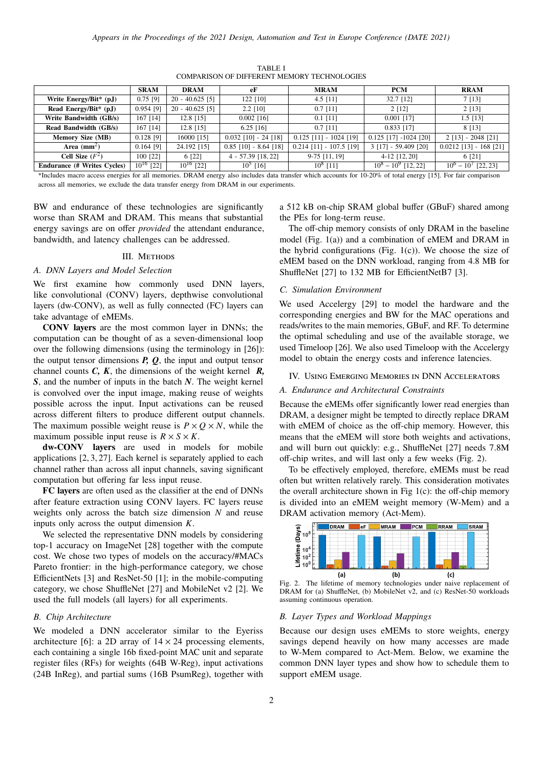TABLE I
COMPARISON OF DIFFERENT MEMORY TECHNOLOGIES

| | SRAM | DRAM | eF | MRAM | PCM | RRAM |
|---|---|---|---|---|---|---|
| **Write Energy/Bit* (pJ)** | 0.75 [9] | 20 - 40.625 [5] | 122 [10] | 4.5 [11] | 32.7 [12] | 7 [13] |
| **Read Energy/Bit* (pJ)** | 0.954 [9] | 20 - 40.625 [5] | 2.2 [10] | 0.7 [11] | 2 [12] | 2 [13] |
| **Write Bandwidth (GB/s)** | 167 [14] | 12.8 [15] | 0.002 [16] | 0.1 [11] | 0.001 [17] | 1.5 [13] |
| **Read Bandwidth (GB/s)** | 167 [14] | 12.8 [15] | 6.25 [16] | 0.7 [11] | 0.833 [17] | 8 [13] |
| **Memory Size (MB)** | 0.128 [9] | 16000 [15] | 0.032 [10] - 24 [18] | 0.125 [11] - 1024 [19] | 0.125 [17] -1024 [20] | 2 [13] - 2048 [21] |
| **Area ($mm^2$)** | 0.164 [9] | 24.192 [15] | 0.85 [10] - 8.64 [18] | 0.214 [11] - 107.5 [19] | 3 [17] - 59.409 [20] | 0.0212 [13] - 168 [21] |
| **Cell Size ($F^2$)** | 100 [22] | 6 [22] | 4 - 57.39 [18, 22] | 9-75 [11, 19] | 4-12 [12, 20] | 6 [21] |
| **Endurance (# Writes Cycles)** | $10^{16}$ [22] | $10^{16}$ [22] | $10^5$ [16] | $10^8$ [11] | $10^8 - 10^9$ [12, 22] | $10^6 - 10^7$ [22, 23] |

*Includes macro access energies for all memories. DRAM energy also includes data transfer which accounts for 10-20% of total energy [15]. For fair comparison across all memories, we exclude the data transfer energy from DRAM in our experiments.

BW and endurance of these technologies are significantly worse than SRAM and DRAM. This means that substantial energy savings are on offer *provided* the attendant endurance, bandwidth, and latency challenges can be addressed.

## III. Methods

### A. DNN Layers and Model Selection

We first examine how commonly used DNN layers, like convolutional (CONV) layers, depthwise convolutional layers (dw-CONV), as well as fully connected (FC) layers can take advantage of eMEMs.

**CONV layers** are the most common layer in DNNs; the computation can be thought of as a seven-dimensional loop over the following dimensions (using the terminology in [26]): the output tensor dimensions $P, Q$, the input and output tensor channel counts $C, K$, the dimensions of the weight kernel $R, S$, and the number of inputs in the batch $N$. The weight kernel is convolved over the input image, making reuse of weights possible across the input. Input activations can be reused across different filters to produce different output channels. The maximum possible weight reuse is $P \times Q \times N$, while the maximum possible input reuse is $R \times S \times K$.

**dw-CONV layers** are used in models for mobile applications [2, 3, 27]. Each kernel is separately applied to each channel rather than across all input channels, saving significant computation but offering far less input reuse.

**FC layers** are often used as the classifier at the end of DNNs after feature extraction using CONV layers. FC layers reuse weights only across the batch size dimension $N$ and reuse inputs only across the output dimension $K$.

We selected the representative DNN models by considering top-1 accuracy on ImageNet [28] together with the compute cost. We chose two types of models on the accuracy/#MACs Pareto frontier: in the high-performance category, we chose EfficientNets [3] and ResNet-50 [1]; in the mobile-computing category, we chose ShuffleNet [27] and MobileNet v2 [2]. We used the full models (all layers) for all experiments.

### B. Chip Architecture

We modeled a DNN accelerator similar to the Eyeriss architecture [6]: a 2D array of $14 \times 24$ processing elements, each containing a single 16b fixed-point MAC unit and separate register files (RFs) for weights (64B W-Reg), input activations (24B InReg), and partial sums (16B PsumReg), together with a 512 kB on-chip SRAM global buffer (GBuF) shared among the PEs for long-term reuse.

The off-chip memory consists of only DRAM in the baseline model (Fig. 1(a)) and a combination of eMEM and DRAM in the hybrid configurations (Fig. 1(c)). We choose the size of eMEM based on the DNN workload, ranging from 4.8 MB for ShuffleNet [27] to 132 MB for EfficientNetB7 [3].

### C. Simulation Environment

We used Accelergy [29] to model the hardware and the corresponding energies and BW for the MAC operations and reads/writes to the main memories, GBuF, and RF. To determine the optimal scheduling and use of the available storage, we used Timeloop [26]. We also used Timeloop with the Accelergy model to obtain the energy costs and inference latencies.

## IV. Using Emerging Memories in DNN Accelerators

### A. Endurance and Architectural Constraints

Because the eMEMs offer significantly lower read energies than DRAM, a designer might be tempted to directly replace DRAM with eMEM of choice as the off-chip memory. However, this means that the eMEM will store both weights and activations, and will burn out quickly: e.g., ShuffleNet [27] needs 7.8M off-chip writes, and will last only a few weeks (Fig. 2).

To be effectively employed, therefore, eMEMs must be read often but written relatively rarely. This consideration motivates the overall architecture shown in Fig 1(c): the off-chip memory is divided into an eMEM weight memory (W-Mem) and a DRAM activation memory (Act-Mem).

Fig. 2. The lifetime of memory technologies under naive replacement of DRAM for (a) ShuffleNet, (b) MobileNet v2, and (c) ResNet-50 workloads assuming continuous operation.

### B. Layer Types and Workload Mappings

Because our design uses eMEMs to store weights, energy savings depend heavily on how many accesses are made to W-Mem compared to Act-Mem. Below, we examine the common DNN layer types and show how to schedule them to support eMEM usage.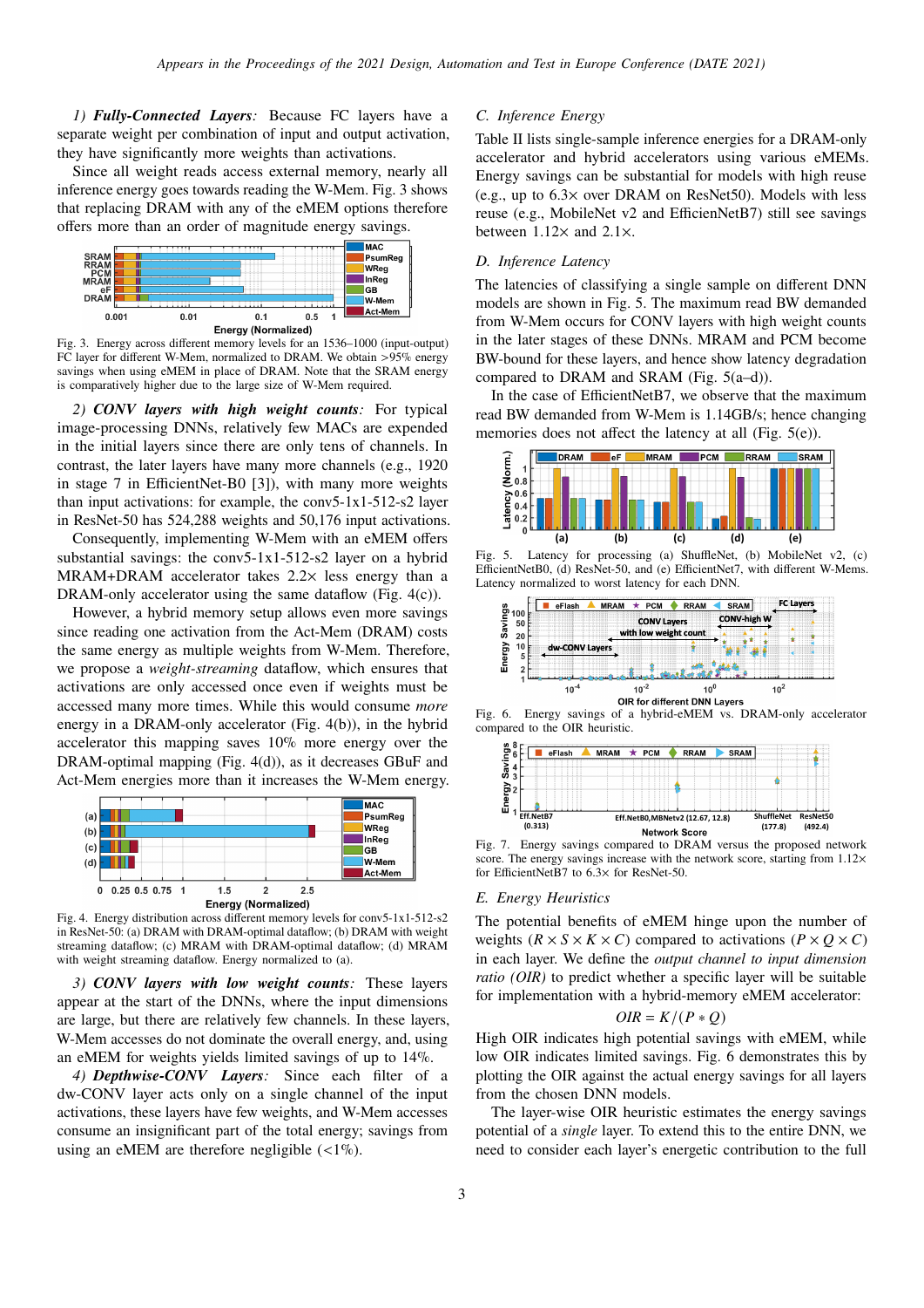*1) **Fully-Connected Layers**:* Because FC layers have a separate weight per combination of input and output activation, they have significantly more weights than activations.

Since all weight reads access external memory, nearly all inference energy goes towards reading the W-Mem. Fig. 3 shows that replacing DRAM with any of the eMEM options therefore offers more than an order of magnitude energy savings.

Fig. 3. Energy across different memory levels for an 1536–1000 (input-output) FC layer for different W-Mem, normalized to DRAM. We obtain >95% energy savings when using eMEM in place of DRAM. Note that the SRAM energy is comparatively higher due to the large size of W-Mem required.

*2) **CONV layers with high weight counts**:* For typical image-processing DNNs, relatively few MACs are expended in the initial layers since there are only tens of channels. In contrast, the later layers have many more channels (e.g., 1920 in stage 7 in EfficientNet-B0 [3]), with many more weights than input activations: for example, the conv5-1x1-512-s2 layer in ResNet-50 has 524,288 weights and 50,176 input activations.

Consequently, implementing W-Mem with an eMEM offers substantial savings: the conv5-1x1-512-s2 layer on a hybrid MRAM+DRAM accelerator takes 2.2× less energy than a DRAM-only accelerator using the same dataflow (Fig. 4(c)).

However, a hybrid memory setup allows even more savings since reading one activation from the Act-Mem (DRAM) costs the same energy as multiple weights from W-Mem. Therefore, we propose a *weight-streaming* dataflow, which ensures that activations are only accessed once even if weights must be accessed many more times. While this would consume *more* energy in a DRAM-only accelerator (Fig. 4(b)), in the hybrid accelerator this mapping saves 10% more energy over the DRAM-optimal mapping (Fig. 4(d)), as it decreases GBuF and Act-Mem energies more than it increases the W-Mem energy.

Fig. 4. Energy distribution across different memory levels for conv5-1x1-512-s2 in ResNet-50: (a) DRAM with DRAM-optimal dataflow; (b) DRAM with weight streaming dataflow; (c) MRAM with DRAM-optimal dataflow; (d) MRAM with weight streaming dataflow. Energy normalized to (a).

*3) **CONV layers with low weight counts**:* These layers appear at the start of the DNNs, where the input dimensions are large, but there are relatively few channels. In these layers, W-Mem accesses do not dominate the overall energy, and, using an eMEM for weights yields limited savings of up to 14%.

*4) **Depthwise-CONV Layers**:* Since each filter of a dw-CONV layer acts only on a single channel of the input activations, these layers have few weights, and W-Mem accesses consume an insignificant part of the total energy; savings from using an eMEM are therefore negligible (<1%).

### C. Inference Energy

Table II lists single-sample inference energies for a DRAM-only accelerator and hybrid accelerators using various eMEMs. Energy savings can be substantial for models with high reuse (e.g., up to 6.3× over DRAM on ResNet50). Models with less reuse (e.g., MobileNet v2 and EfficienNetB7) still see savings between 1.12× and 2.1×.

### D. Inference Latency

The latencies of classifying a single sample on different DNN models are shown in Fig. 5. The maximum read BW demanded from W-Mem occurs for CONV layers with high weight counts in the later stages of these DNNs. MRAM and PCM become BW-bound for these layers, and hence show latency degradation compared to DRAM and SRAM (Fig. 5(a–d)).

In the case of EfficientNetB7, we observe that the maximum read BW demanded from W-Mem is 1.14GB/s; hence changing memories does not affect the latency at all (Fig. 5(e)).

Fig. 5. Latency for processing (a) ShuffleNet, (b) MobileNet v2, (c) EfficientNetB0, (d) ResNet-50, and (e) EfficientNet7, with different W-Mems. Latency normalized to worst latency for each DNN.

Fig. 6. Energy savings of a hybrid-eMEM vs. DRAM-only accelerator compared to the OIR heuristic.

Fig. 7. Energy savings compared to DRAM versus the proposed network score. The energy savings increase with the network score, starting from 1.12× for EfficientNetB7 to 6.3× for ResNet-50.

### E. Energy Heuristics

The potential benefits of eMEM hinge upon the number of weights ($R \times S \times K \times C$) compared to activations ($P \times Q \times C$) in each layer. We define the *output channel to input dimension ratio (OIR)* to predict whether a specific layer will be suitable for implementation with a hybrid-memory eMEM accelerator:

$$OIR = K/(P * Q)$$

High OIR indicates high potential savings with eMEM, while low OIR indicates limited savings. Fig. 6 demonstrates this by plotting the OIR against the actual energy savings for all layers from the chosen DNN models.

The layer-wise OIR heuristic estimates the energy savings potential of a *single* layer. To extend this to the entire DNN, we need to consider each layer's energetic contribution to the full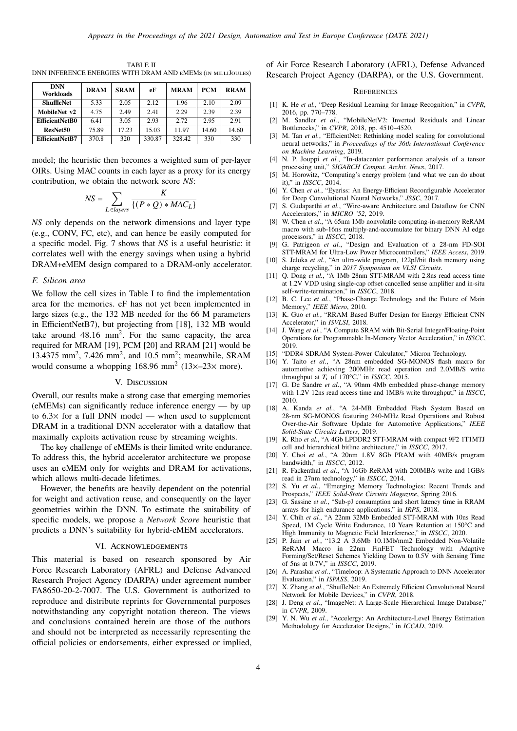TABLE II
DNN INFERENCE ENERGIES WITH DRAM AND EMEMS (IN MILLIJOULES)

| DNN Workloads | DRAM | SRAM | eF | MRAM | PCM | RRAM |
|---|---|---|---|---|---|---|
| **ShuffleNet** | 5.33 | 2.05 | 2.12 | 1.96 | 2.10 | 2.09 |
| **MobileNet v2** | 4.75 | 2.49 | 2.41 | 2.29 | 2.39 | 2.39 |
| **EfficientNetB0** | 6.41 | 3.05 | 2.93 | 2.72 | 2.95 | 2.91 |
| **ResNet50** | 75.89 | 17.23 | 15.03 | 11.97 | 14.60 | 14.60 |
| **EfficientNetB7** | 370.8 | 320 | 330.87 | 328.42 | 330 | 330 |

model; the heuristic then becomes a weighted sum of per-layer OIRs. Using MAC counts in each layer as a proxy for its energy contribution, we obtain the network score *NS*:

$$NS = \sum_{L \in layers} \frac{K}{\{(P * Q) * MAC_L\}}$$

*NS* only depends on the network dimensions and layer type (e.g., CONV, FC, etc), and can hence be easily computed for a specific model. Fig. 7 shows that *NS* is a useful heuristic: it correlates well with the energy savings when using a hybrid DRAM+eMEM design compared to a DRAM-only accelerator.

### *F. Silicon area*

We follow the cell sizes in Table I to find the implementation area for the memories. eF has not yet been implemented in large sizes (e.g., the 132 MB needed for the 66 M parameters in EfficientNetB7), but projecting from [18], 132 MB would take around 48.16 mm$^2$. For the same capacity, the area required for MRAM [19], PCM [20] and RRAM [21] would be 13.4375 mm$^2$, 7.426 mm$^2$, and 10.5 mm$^2$; meanwhile, SRAM would consume a whopping 168.96 mm$^2$ (13×–23× more).

## V. DISCUSSION

Overall, our results make a strong case that emerging memories (eMEMs) can significantly reduce inference energy — by up to 6.3× for a full DNN model — when used to supplement DRAM in a traditional DNN accelerator with a dataflow that maximally exploits activation reuse by streaming weights.

The key challenge of eMEMs is their limited write endurance. To address this, the hybrid accelerator architecture we propose uses an eMEM only for weights and DRAM for activations, which allows multi-decade lifetimes.

However, the benefits are heavily dependent on the potential for weight and activation reuse, and consequently on the layer geometries within the DNN. To estimate the suitability of specific models, we propose a *Network Score* heuristic that predicts a DNN's suitability for hybrid-eMEM accelerators.

## VI. ACKNOWLEDGEMENTS

This material is based on research sponsored by Air Force Research Laboratory (AFRL) and Defense Advanced Research Project Agency (DARPA) under agreement number FA8650-20-2-7007. The U.S. Government is authorized to reproduce and distribute reprints for Governmental purposes notwithstanding any copyright notation thereon. The views and conclusions contained herein are those of the authors and should not be interpreted as necessarily representing the official policies or endorsements, either expressed or implied, of Air Force Research Laboratory (AFRL), Defense Advanced Research Project Agency (DARPA), or the U.S. Government.

## REFERENCES

[1] K. He *et al.*, "Deep Residual Learning for Image Recognition," in *CVPR*, 2016, pp. 770–778.

[2] M. Sandler *et al.*, "MobileNetV2: Inverted Residuals and Linear Bottlenecks," in *CVPR*, 2018, pp. 4510–4520.

[3] M. Tan *et al.*, "EfficientNet: Rethinking model scaling for convolutional neural networks," in *Proceedings of the 36th International Conference on Machine Learning*, 2019.

[4] N. P. Jouppi *et al.*, "In-datacenter performance analysis of a tensor processing unit," *SIGARCH Comput. Archit. News*, 2017.

[5] M. Horowitz, "Computing's energy problem (and what we can do about it)," in *ISSCC*, 2014.

[6] Y. Chen *et al.*, "Eyeriss: An Energy-Efficient Reconfigurable Accelerator for Deep Convolutional Neural Networks," *JSSC*, 2017.

[7] S. Gudaparthi *et al.*, "Wire-aware Architecture and Dataflow for CNN Accelerators," in *MICRO '52*, 2019.

[8] W. Chen *et al.*, "A 65nm 1Mb nonvolatile computing-in-memory ReRAM macro with sub-16ns multiply-and-accumulate for binary DNN AI edge processors," in *ISSCC*, 2018.

[9] G. Patrigeon *et al.*, "Design and Evaluation of a 28-nm FD-SOI STT-MRAM for Ultra-Low Power Microcontrollers," *IEEE Access*, 2019.

[10] S. Jeloka *et al.*, "An ultra-wide program, 122pJ/bit flash memory using charge recycling," in *2017 Symposium on VLSI Circuits*.

[11] Q. Dong *et al.*, "A 1Mb 28nm STT-MRAM with 2.8ns read access time at 1.2V VDD using single-cap offset-cancelled sense amplifier and in-situ self-write-termination," in *ISSCC*, 2018.

[12] B. C. Lee *et al.*, "Phase-Change Technology and the Future of Main Memory," *IEEE Micro*, 2010.

[13] K. Guo *et al.*, "RRAM Based Buffer Design for Energy Efficient CNN Accelerator," in *ISVLSI*, 2018.

[14] J. Wang *et al.*, "A Compute SRAM with Bit-Serial Integer/Floating-Point Operations for Programmable In-Memory Vector Acceleration," in *ISSCC*, 2019.

[15] "DDR4 SDRAM System-Power Calculator," Micron Technology.

[16] Y. Taito *et al.*, "A 28nm embedded SG-MONOS flash macro for automotive achieving 200MHz read operation and 2.0MB/S write throughput at $T_i$ of 170°C," in *ISSCC*, 2015.

[17] G. De Sandre *et al.*, "A 90nm 4Mb embedded phase-change memory with 1.2V 12ns read access time and 1MB/s write throughput," in *ISSCC*, 2010.

[18] A. Kanda *et al.*, "A 24-MB Embedded Flash System Based on 28-nm SG-MONOS featuring 240-MHz Read Operations and Robust Over-the-Air Software Update for Automotive Applications," *IEEE Solid-State Circuits Letters*, 2019.

[19] K. Rho *et al.*, "A 4Gb LPDDR2 STT-MRAM with compact 9F2 1T1MTJ cell and hierarchical bitline architecture," in *ISSCC*, 2017.

[20] Y. Choi *et al.*, "A 20nm 1.8V 8Gb PRAM with 40MB/s program bandwidth," in *ISSCC*, 2012.

[21] R. Fackenthal *et al.*, "A 16Gb ReRAM with 200MB/s write and 1GB/s read in 27nm technology," in *ISSCC*, 2014.

[22] S. Yu *et al.*, "Emerging Memory Technologies: Recent Trends and Prospects," *IEEE Solid-State Circuits Magazine*, Spring 2016.

[23] G. Sassine *et al.*, "Sub-pJ consumption and short latency time in RRAM arrays for high endurance applications," in *IRPS*, 2018.

[24] Y. Chih *et al.*, "A 22nm 32Mb Embedded STT-MRAM with 10ns Read Speed, 1M Cycle Write Endurance, 10 Years Retention at 150°C and High Immunity to Magnetic Field Interference," in *ISSCC*, 2020.

[25] P. Jain *et al.*, "13.2 A 3.6Mb 10.1Mb/mm2 Embedded Non-Volatile ReRAM Macro in 22nm FinFET Technology with Adaptive Forming/Set/Reset Schemes Yielding Down to 0.5V with Sensing Time of 5ns at 0.7V," in *ISSCC*, 2019.

[26] A. Parashar *et al.*, "Timeloop: A Systematic Approach to DNN Accelerator Evaluation," in *ISPASS*, 2019.

[27] X. Zhang *et al.*, "ShuffleNet: An Extremely Efficient Convolutional Neural Network for Mobile Devices," in *CVPR*, 2018.

[28] J. Deng *et al.*, "ImageNet: A Large-Scale Hierarchical Image Database," in *CVPR*, 2009.

[29] Y. N. Wu *et al.*, "Accelergy: An Architecture-Level Energy Estimation Methodology for Accelerator Designs," in *ICCAD*, 2019.